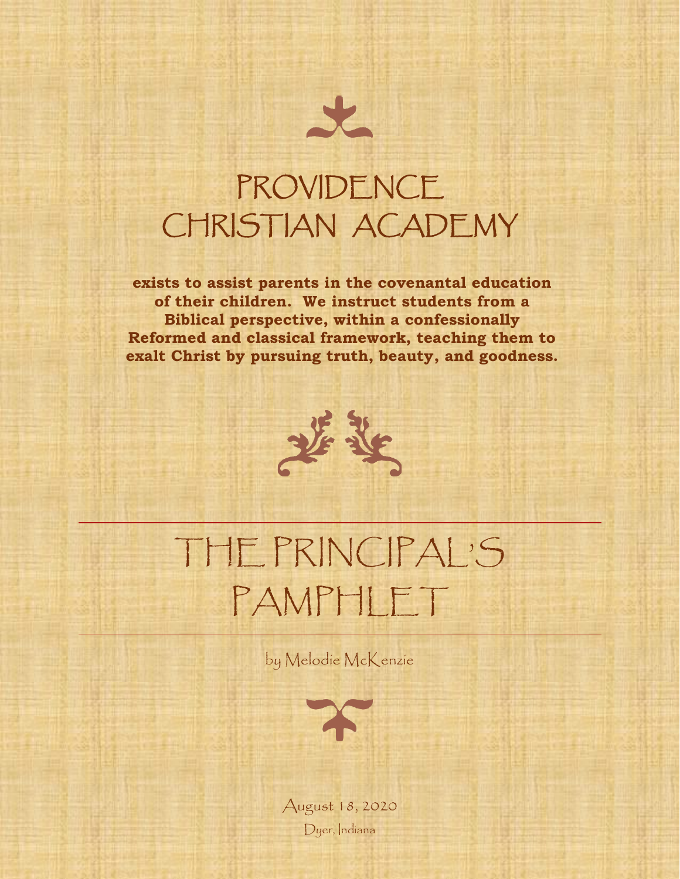# PROVIDENCE CHRISTIAN ACADEMY

**exists to assist parents in the covenantal education of their children. We instruct students from a Biblical perspective, within a confessionally Reformed and classical framework, teaching them to exalt Christ by pursuing truth, beauty, and goodness.**

# THE PRINCIPAL'S PAMPHLET

by Melodie McKenzie

August 18, 2020

Dyer, Indiana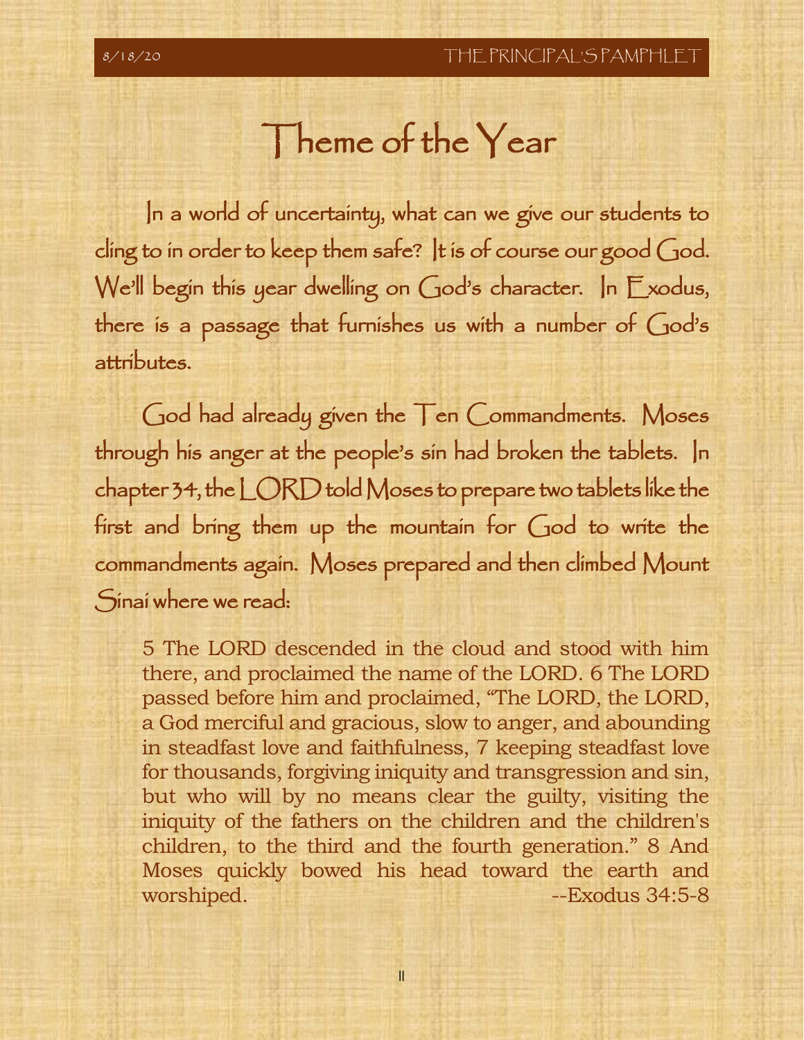# Theme of the Year

In a world of uncertainty, what can we give our students to cling to in order to keep them safe? It is of course our good God. We'll begin this year dwelling on God's character. In Exodus, there is a passage that furnishes us with a number of God's attributes.

God had already given the Ten Commandments. Moses through his anger at the people's sin had broken the tablets. In chapter 34, the LORD told Moses to prepare two tablets like the first and bring them up the mountain for God to write the commandments again. Moses prepared and then climbed Mount Sinai where we read:

> 5 The LORD descended in the cloud and stood with him there, and proclaimed the name of the LORD. 6 The LORD passed before him and proclaimed, "The LORD, the LORD, a God merciful and gracious, slow to anger, and abounding in steadfast love and faithfulness, 7 keeping steadfast love for thousands, forgiving iniquity and transgression and sin, but who will by no means clear the guilty, visiting the iniquity of the fathers on the children and the children's children, to the third and the fourth generation." 8 And Moses quickly bowed his head toward the earth and worshiped. --Exodus 34:5-8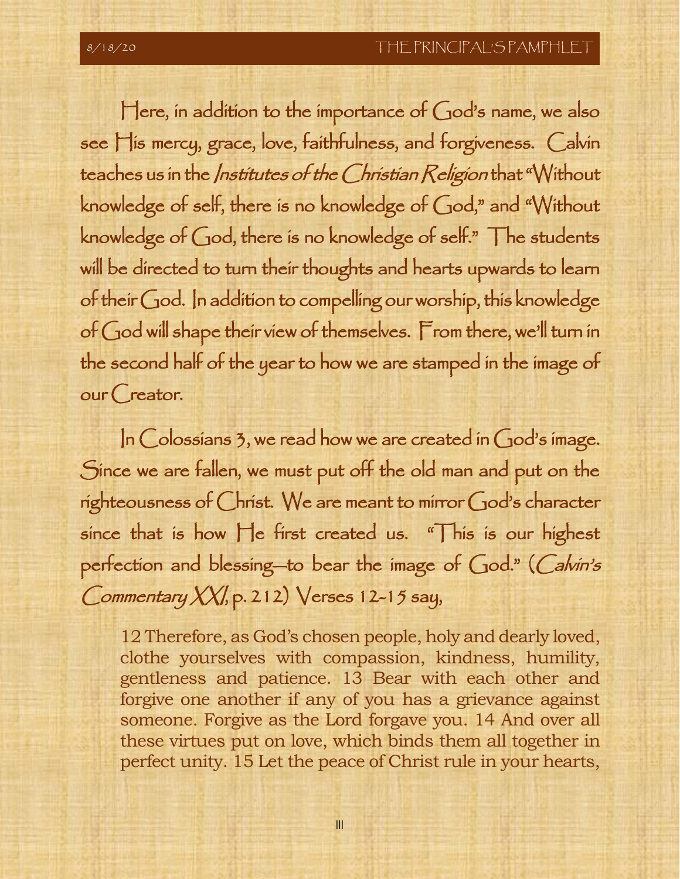Here, in addition to the importance of God's name, we also see His mercy, grace, love, faithfulness, and forgiveness. Calvin teaches us in the *Institutes of the Christian Religion* that "Without knowledge of self, there is no knowledge of God," and "Without knowledge of God, there is no knowledge of self." The students will be directed to turn their thoughts and hearts upwards to learn of their God. In addition to compelling our worship, this knowledge of God will shape their view of themselves. From there, we'll turn in the second half of the year to how we are stamped in the image of our Creator.

In Colossians 3, we read how we are created in God's image. Since we are fallen, we must put off the old man and put on the righteousness of Christ. We are meant to mirror God's character since that is how He first created us. "This is our highest perfection and blessing—to bear the image of God." (*Calvin's Commentary XXI*, p. 212) Verses 12-15 say,

> 12 Therefore, as God's chosen people, holy and dearly loved, clothe yourselves with compassion, kindness, humility, gentleness and patience. 13 Bear with each other and forgive one another if any of you has a grievance against someone. Forgive as the Lord forgave you. 14 And over all these virtues put on love, which binds them all together in perfect unity. 15 Let the peace of Christ rule in your hearts,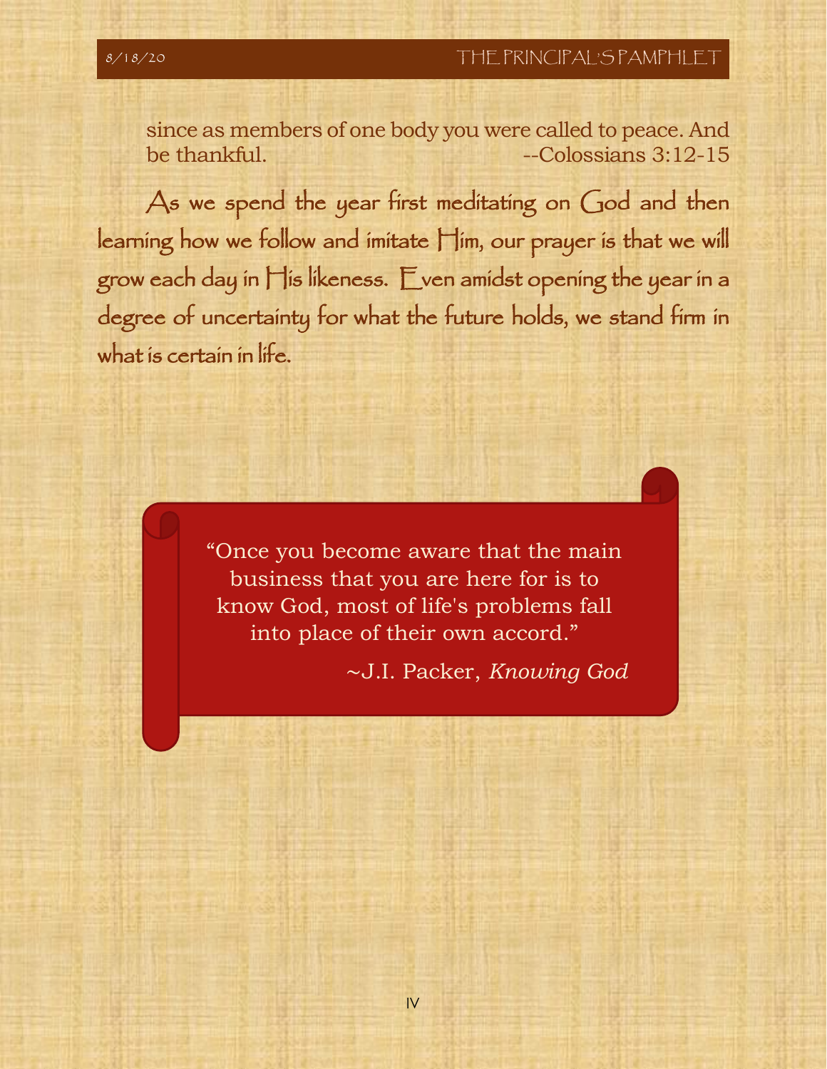since as members of one body you were called to peace. And be thankful. --Colossians 3:12-15

As we spend the year first meditating on God and then learning how we follow and imitate Him, our prayer is that we will grow each day in His likeness. Even amidst opening the year in a degree of uncertainty for what the future holds, we stand firm in what is certain in life.

> "Once you become aware that the main business that you are here for is to know God, most of life's problems fall into place of their own accord."
>
> ~J.I. Packer, *Knowing God*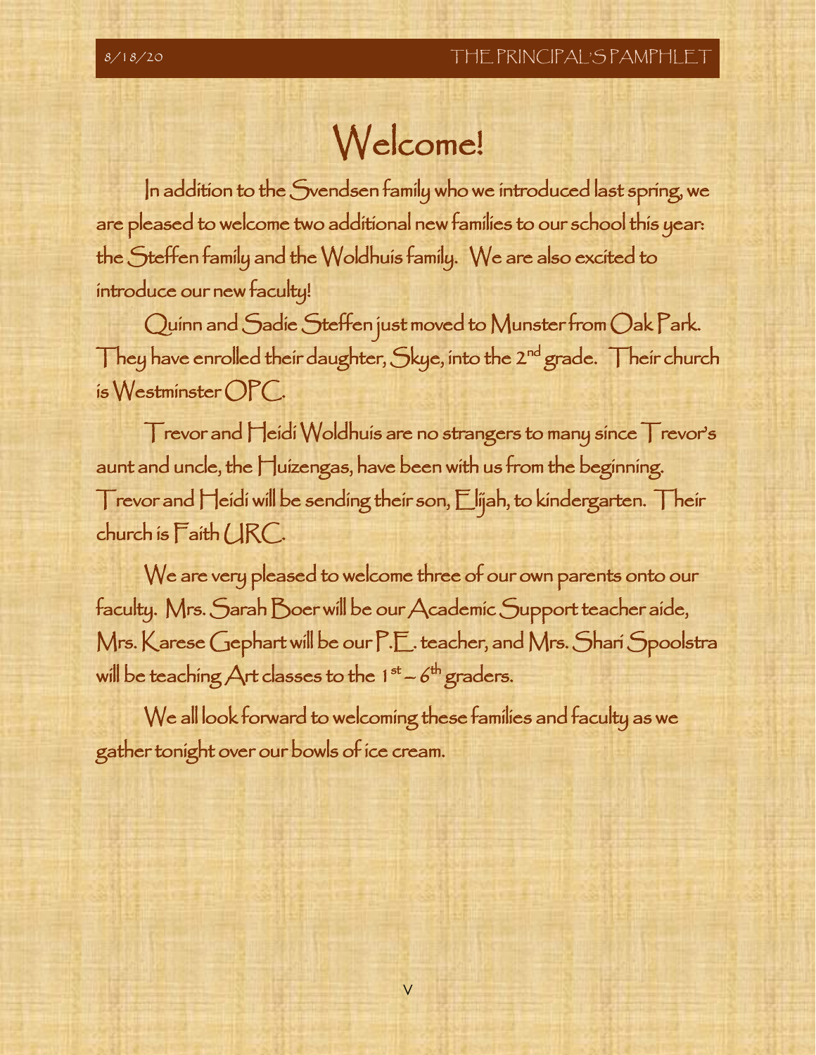# Welcome!

In addition to the Svendsen family who we introduced last spring, we are pleased to welcome two additional new families to our school this year: the Steffen family and the Woldhuis family. We are also excited to introduce our new faculty!

Quinn and Sadie Steffen just moved to Munster from Oak Park. They have enrolled their daughter, Skye, into the 2nd grade. Their church is Westminster OPC.

Trevor and Heidi Woldhuis are no strangers to many since Trevor's aunt and uncle, the Huizengas, have been with us from the beginning. Trevor and Heidi will be sending their son, Elijah, to kindergarten. Their church is Faith URC.

We are very pleased to welcome three of our own parents onto our faculty. Mrs. Sarah Boer will be our Academic Support teacher aide, Mrs. Karese Gephart will be our P.E. teacher, and Mrs. Shari Spoolstra will be teaching Art classes to the 1st – 6th graders.

We all look forward to welcoming these families and faculty as we gather tonight over our bowls of ice cream.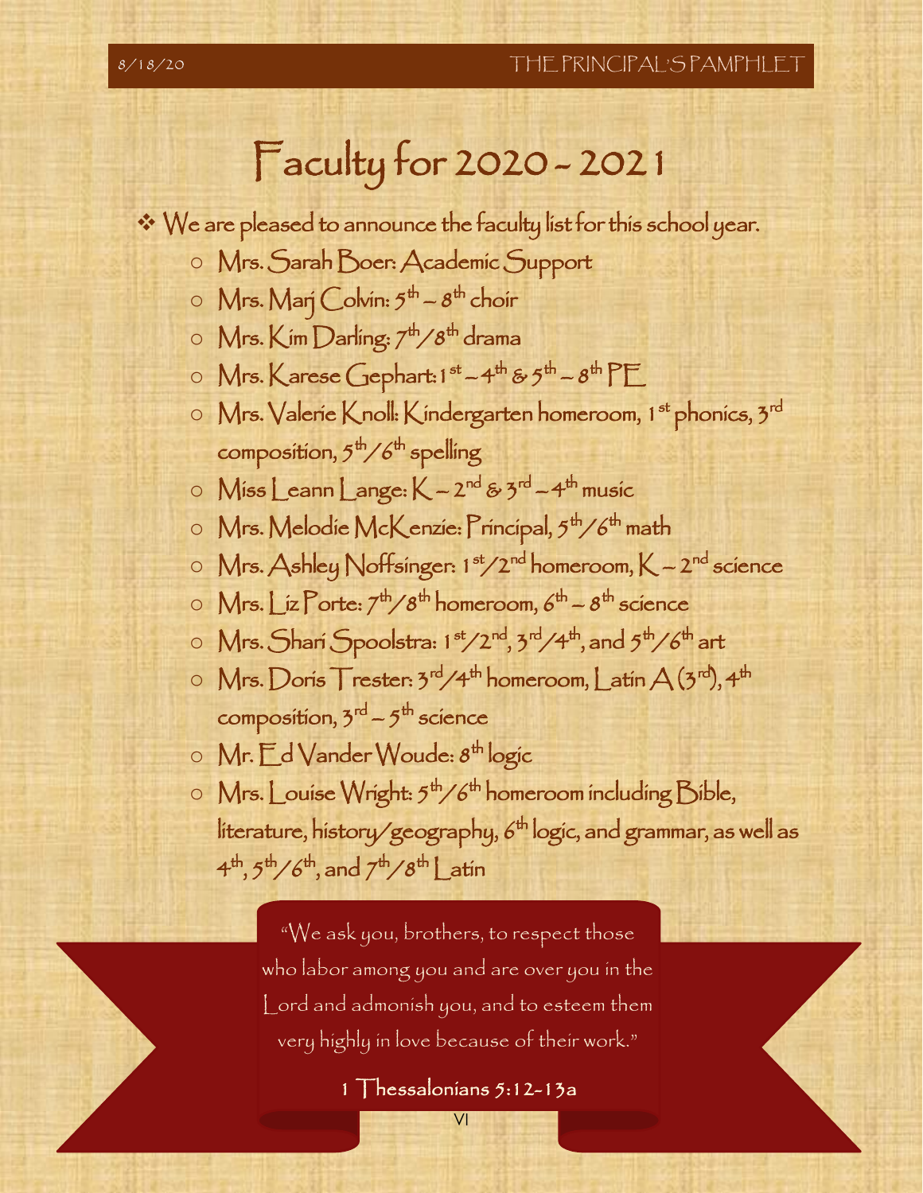# Faculty for 2020 - 2021

- We are pleased to announce the faculty list for this school year.
  - Mrs. Sarah Boer: Academic Support
  - Mrs. Marj Colvin: 5th – 8th choir
  - Mrs. Kim Darling: 7th/8th drama
  - Mrs. Karese Gephart: 1st – 4th & 5th – 8th PE
  - Mrs. Valerie Knoll: Kindergarten homeroom, 1st phonics, 3rd composition, 5th/6th spelling
  - Miss Leann Lange: K – 2nd & 3rd – 4th music
  - Mrs. Melodie McKenzie: Principal, 5th/6th math
  - Mrs. Ashley Noffsinger: 1st/2nd homeroom, K – 2nd science
  - Mrs. Liz Porte: 7th/8th homeroom, 6th – 8th science
  - Mrs. Shari Spoolstra: 1st/2nd, 3rd/4th, and 5th/6th art
  - Mrs. Doris Trester: 3rd/4th homeroom, Latin A (3rd), 4th composition, 3rd – 5th science
  - Mr. Ed Vander Woude: 8th logic
  - Mrs. Louise Wright: 5th/6th homeroom including Bible, literature, history/geography, 6th logic, and grammar, as well as 4th, 5th/6th, and 7th/8th Latin

"We ask you, brothers, to respect those who labor among you and are over you in the Lord and admonish you, and to esteem them very highly in love because of their work."

1 Thessalonians 5:12-13a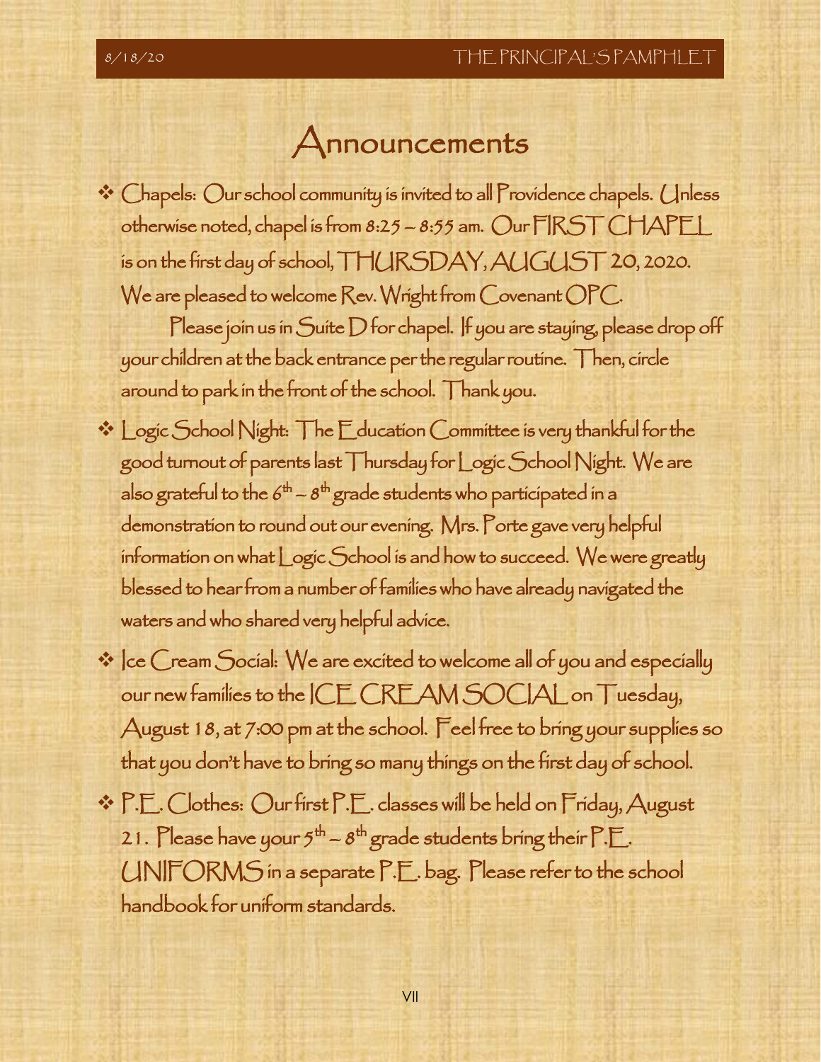# Announcements

- Chapels: Our school community is invited to all Providence chapels. Unless otherwise noted, chapel is from 8:25 – 8:55 am. Our FIRST CHAPEL is on the first day of school, THURSDAY, AUGUST 20, 2020. We are pleased to welcome Rev. Wright from Covenant OPC.

  Please join us in Suite D for chapel. If you are staying, please drop off your children at the back entrance per the regular routine. Then, circle around to park in the front of the school. Thank you.

- Logic School Night: The Education Committee is very thankful for the good turnout of parents last Thursday for Logic School Night. We are also grateful to the 6th – 8th grade students who participated in a demonstration to round out our evening. Mrs. Porte gave very helpful information on what Logic School is and how to succeed. We were greatly blessed to hear from a number of families who have already navigated the waters and who shared very helpful advice.

- Ice Cream Social: We are excited to welcome all of you and especially our new families to the ICE CREAM SOCIAL on Tuesday, August 18, at 7:00 pm at the school. Feel free to bring your supplies so that you don't have to bring so many things on the first day of school.

- P.E. Clothes: Our first P.E. classes will be held on Friday, August 21. Please have your 5th – 8th grade students bring their P.E. UNIFORMS in a separate P.E. bag. Please refer to the school handbook for uniform standards.